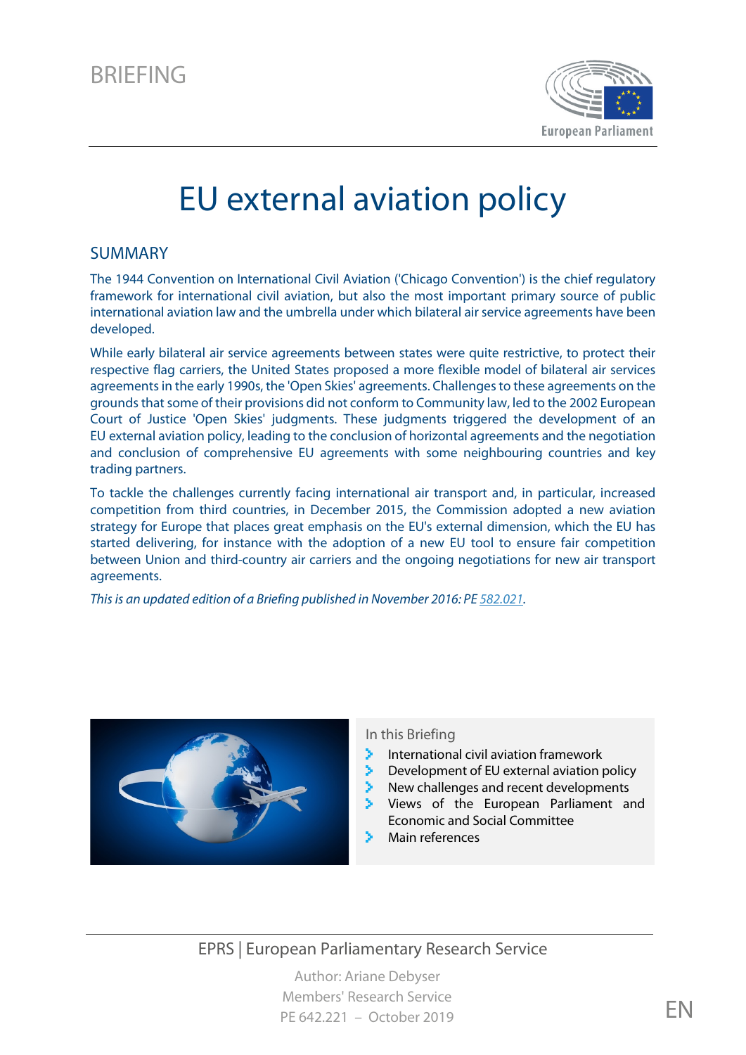BRIEFING

# EU external aviation policy

## SUMMARY

The 1944 Convention on International Civil Aviation ('Chicago Convention') is the chief regulatory framework for international civil aviation, but also the most important primary source of public international aviation law and the umbrella under which bilateral air service agreements have been developed.

While early bilateral air service agreements between states were quite restrictive, to protect their respective flag carriers, the United States proposed a more flexible model of bilateral air services agreements in the early 1990s, the 'Open Skies' agreements. Challenges to these agreements on the grounds that some of their provisions did not conform to Community law, led to the 2002 European Court of Justice 'Open Skies' judgments. These judgments triggered the development of an EU external aviation policy, leading to the conclusion of horizontal agreements and the negotiation and conclusion of comprehensive EU agreements with some neighbouring countries and key trading partners.

To tackle the challenges currently facing international air transport and, in particular, increased competition from third countries, in December 2015, the Commission adopted a new aviation strategy for Europe that places great emphasis on the EU's external dimension, which the EU has started delivering, for instance with the adoption of a new EU tool to ensure fair competition between Union and third-country air carriers and the ongoing negotiations for new air transport agreements.

*This is an updated edition of a Briefing published in November 2016: PE 582.021.*

In this Briefing

- International civil aviation framework
- Development of EU external aviation policy
- New challenges and recent developments
- Views of the European Parliament and Economic and Social Committee
- Main references

EPRS | European Parliamentary Research Service

Author: Ariane Debyser
Members' Research Service
PE 642.221 – October 2019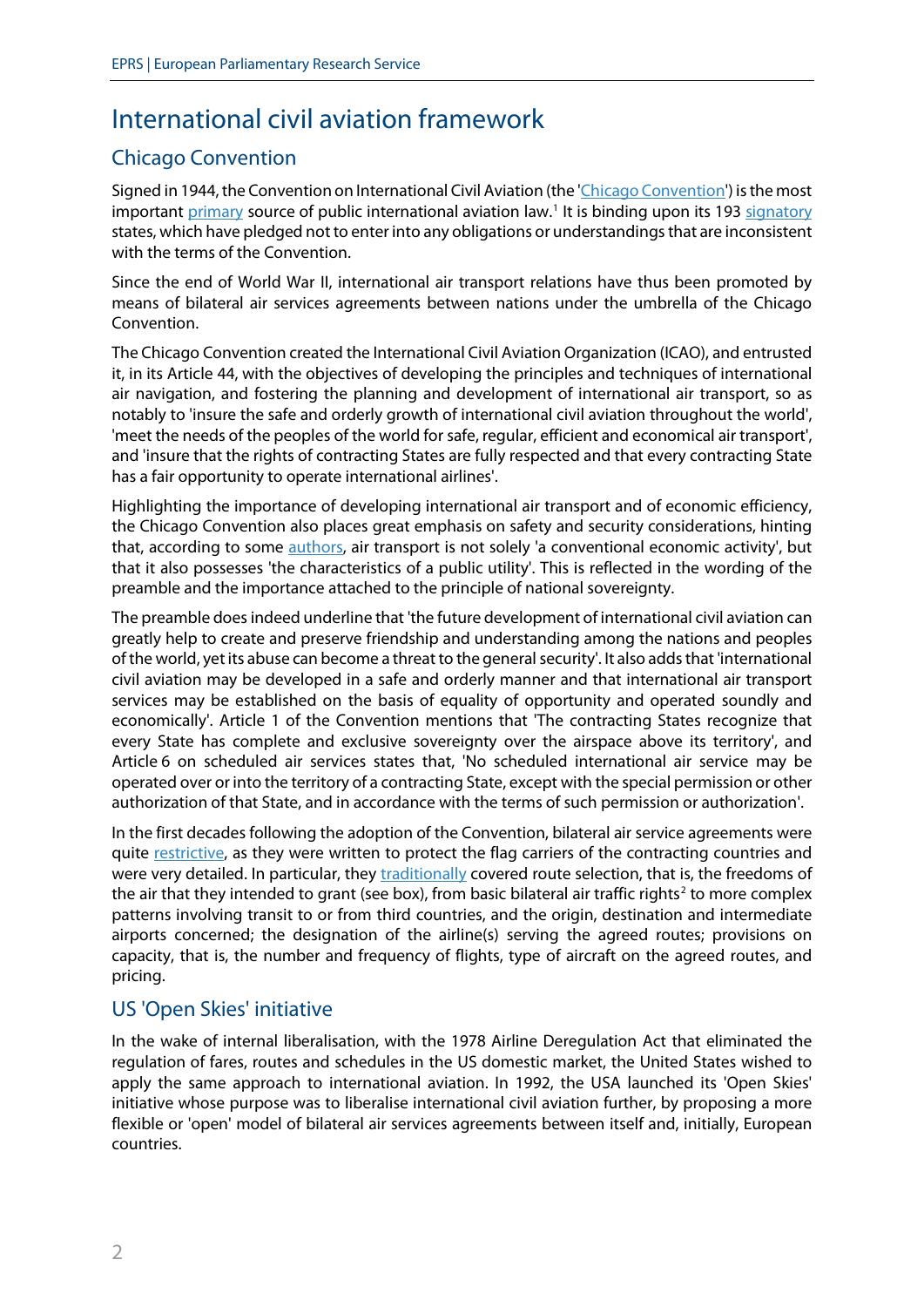# International civil aviation framework

## Chicago Convention

Signed in 1944, the Convention on International Civil Aviation (the 'Chicago Convention') is the most important primary source of public international aviation law.[1] It is binding upon its 193 signatory states, which have pledged not to enter into any obligations or understandings that are inconsistent with the terms of the Convention.

Since the end of World War II, international air transport relations have thus been promoted by means of bilateral air services agreements between nations under the umbrella of the Chicago Convention.

The Chicago Convention created the International Civil Aviation Organization (ICAO), and entrusted it, in its Article 44, with the objectives of developing the principles and techniques of international air navigation, and fostering the planning and development of international air transport, so as notably to 'insure the safe and orderly growth of international civil aviation throughout the world', 'meet the needs of the peoples of the world for safe, regular, efficient and economical air transport', and 'insure that the rights of contracting States are fully respected and that every contracting State has a fair opportunity to operate international airlines'.

Highlighting the importance of developing international air transport and of economic efficiency, the Chicago Convention also places great emphasis on safety and security considerations, hinting that, according to some authors, air transport is not solely 'a conventional economic activity', but that it also possesses 'the characteristics of a public utility'. This is reflected in the wording of the preamble and the importance attached to the principle of national sovereignty.

The preamble does indeed underline that 'the future development of international civil aviation can greatly help to create and preserve friendship and understanding among the nations and peoples of the world, yet its abuse can become a threat to the general security'. It also adds that 'international civil aviation may be developed in a safe and orderly manner and that international air transport services may be established on the basis of equality of opportunity and operated soundly and economically'. Article 1 of the Convention mentions that 'The contracting States recognize that every State has complete and exclusive sovereignty over the airspace above its territory', and Article 6 on scheduled air services states that, 'No scheduled international air service may be operated over or into the territory of a contracting State, except with the special permission or other authorization of that State, and in accordance with the terms of such permission or authorization'.

In the first decades following the adoption of the Convention, bilateral air service agreements were quite restrictive, as they were written to protect the flag carriers of the contracting countries and were very detailed. In particular, they traditionally covered route selection, that is, the freedoms of the air that they intended to grant (see box), from basic bilateral air traffic rights[2] to more complex patterns involving transit to or from third countries, and the origin, destination and intermediate airports concerned; the designation of the airline(s) serving the agreed routes; provisions on capacity, that is, the number and frequency of flights, type of aircraft on the agreed routes, and pricing.

## US 'Open Skies' initiative

In the wake of internal liberalisation, with the 1978 Airline Deregulation Act that eliminated the regulation of fares, routes and schedules in the US domestic market, the United States wished to apply the same approach to international aviation. In 1992, the USA launched its 'Open Skies' initiative whose purpose was to liberalise international civil aviation further, by proposing a more flexible or 'open' model of bilateral air services agreements between itself and, initially, European countries.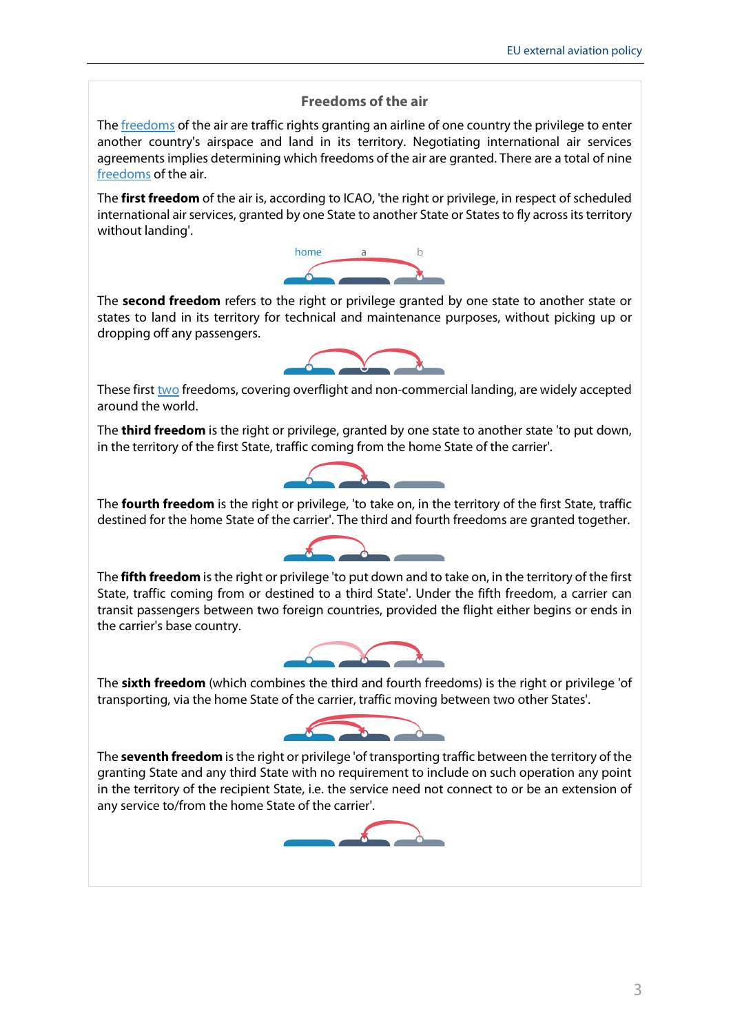### Freedoms of the air

The freedoms of the air are traffic rights granting an airline of one country the privilege to enter another country's airspace and land in its territory. Negotiating international air services agreements implies determining which freedoms of the air are granted. There are a total of nine freedoms of the air.

The **first freedom** of the air is, according to ICAO, 'the right or privilege, in respect of scheduled international air services, granted by one State to another State or States to fly across its territory without landing'.

home a b

The **second freedom** refers to the right or privilege granted by one state to another state or states to land in its territory for technical and maintenance purposes, without picking up or dropping off any passengers.

These first two freedoms, covering overflight and non-commercial landing, are widely accepted around the world.

The **third freedom** is the right or privilege, granted by one state to another state 'to put down, in the territory of the first State, traffic coming from the home State of the carrier'.

The **fourth freedom** is the right or privilege, 'to take on, in the territory of the first State, traffic destined for the home State of the carrier'. The third and fourth freedoms are granted together.

The **fifth freedom** is the right or privilege 'to put down and to take on, in the territory of the first State, traffic coming from or destined to a third State'. Under the fifth freedom, a carrier can transit passengers between two foreign countries, provided the flight either begins or ends in the carrier's base country.

The **sixth freedom** (which combines the third and fourth freedoms) is the right or privilege 'of transporting, via the home State of the carrier, traffic moving between two other States'.

The **seventh freedom** is the right or privilege 'of transporting traffic between the territory of the granting State and any third State with no requirement to include on such operation any point in the territory of the recipient State, i.e. the service need not connect to or be an extension of any service to/from the home State of the carrier'.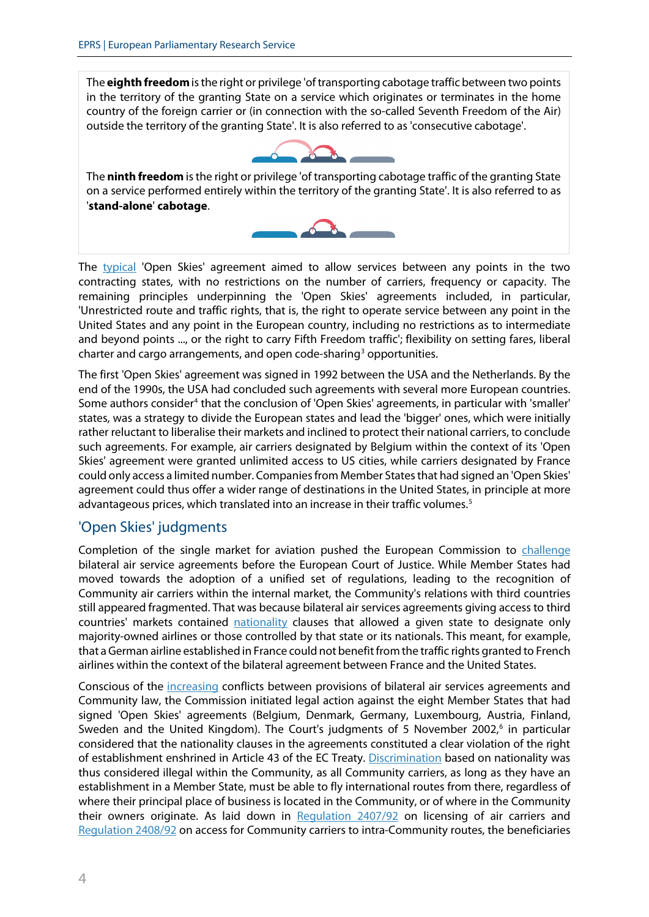The **eighth freedom** is the right or privilege 'of transporting cabotage traffic between two points in the territory of the granting State on a service which originates or terminates in the home country of the foreign carrier or (in connection with the so-called Seventh Freedom of the Air) outside the territory of the granting State'. It is also referred to as 'consecutive cabotage'.

The **ninth freedom** is the right or privilege 'of transporting cabotage traffic of the granting State on a service performed entirely within the territory of the granting State'. It is also referred to as '**stand-alone**' **cabotage**.

The typical 'Open Skies' agreement aimed to allow services between any points in the two contracting states, with no restrictions on the number of carriers, frequency or capacity. The remaining principles underpinning the 'Open Skies' agreements included, in particular, 'Unrestricted route and traffic rights, that is, the right to operate service between any point in the United States and any point in the European country, including no restrictions as to intermediate and beyond points ..., or the right to carry Fifth Freedom traffic'; flexibility on setting fares, liberal charter and cargo arrangements, and open code-sharing[3] opportunities.

The first 'Open Skies' agreement was signed in 1992 between the USA and the Netherlands. By the end of the 1990s, the USA had concluded such agreements with several more European countries. Some authors consider[4] that the conclusion of 'Open Skies' agreements, in particular with 'smaller' states, was a strategy to divide the European states and lead the 'bigger' ones, which were initially rather reluctant to liberalise their markets and inclined to protect their national carriers, to conclude such agreements. For example, air carriers designated by Belgium within the context of its 'Open Skies' agreement were granted unlimited access to US cities, while carriers designated by France could only access a limited number. Companies from Member States that had signed an 'Open Skies' agreement could thus offer a wider range of destinations in the United States, in principle at more advantageous prices, which translated into an increase in their traffic volumes.[5]

## 'Open Skies' judgments

Completion of the single market for aviation pushed the European Commission to challenge bilateral air service agreements before the European Court of Justice. While Member States had moved towards the adoption of a unified set of regulations, leading to the recognition of Community air carriers within the internal market, the Community's relations with third countries still appeared fragmented. That was because bilateral air services agreements giving access to third countries' markets contained nationality clauses that allowed a given state to designate only majority-owned airlines or those controlled by that state or its nationals. This meant, for example, that a German airline established in France could not benefit from the traffic rights granted to French airlines within the context of the bilateral agreement between France and the United States.

Conscious of the increasing conflicts between provisions of bilateral air services agreements and Community law, the Commission initiated legal action against the eight Member States that had signed 'Open Skies' agreements (Belgium, Denmark, Germany, Luxembourg, Austria, Finland, Sweden and the United Kingdom). The Court's judgments of 5 November 2002,[6] in particular considered that the nationality clauses in the agreements constituted a clear violation of the right of establishment enshrined in Article 43 of the EC Treaty. Discrimination based on nationality was thus considered illegal within the Community, as all Community carriers, as long as they have an establishment in a Member State, must be able to fly international routes from there, regardless of where their principal place of business is located in the Community, or of where in the Community their owners originate. As laid down in Regulation 2407/92 on licensing of air carriers and Regulation 2408/92 on access for Community carriers to intra-Community routes, the beneficiaries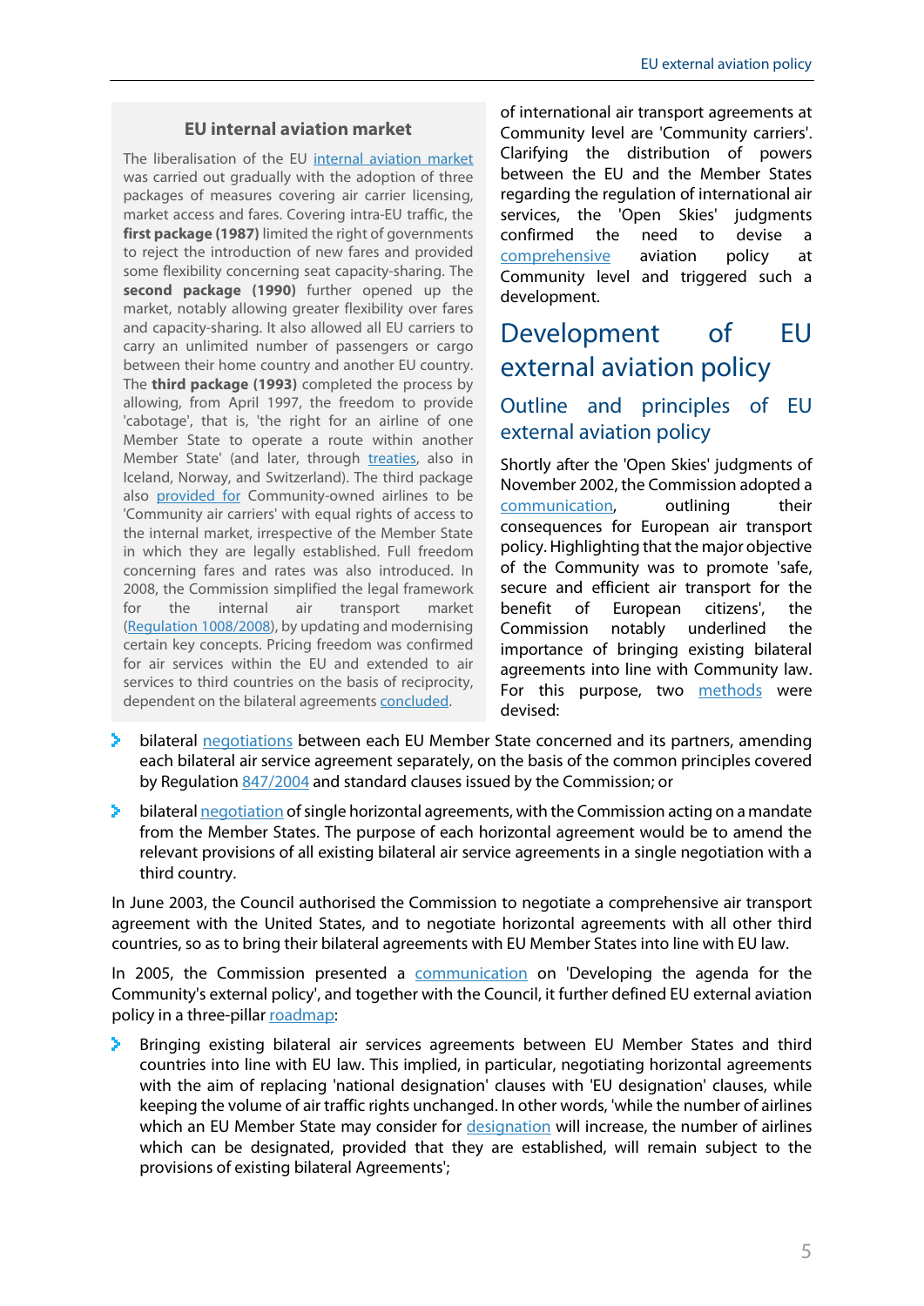### EU internal aviation market

The liberalisation of the EU internal aviation market was carried out gradually with the adoption of three packages of measures covering air carrier licensing, market access and fares. Covering intra-EU traffic, the **first package (1987)** limited the right of governments to reject the introduction of new fares and provided some flexibility concerning seat capacity-sharing. The **second package (1990)** further opened up the market, notably allowing greater flexibility over fares and capacity-sharing. It also allowed all EU carriers to carry an unlimited number of passengers or cargo between their home country and another EU country. The **third package (1993)** completed the process by allowing, from April 1997, the freedom to provide 'cabotage', that is, 'the right for an airline of one Member State to operate a route within another Member State' (and later, through treaties, also in Iceland, Norway, and Switzerland). The third package also provided for Community-owned airlines to be 'Community air carriers' with equal rights of access to the internal market, irrespective of the Member State in which they are legally established. Full freedom concerning fares and rates was also introduced. In 2008, the Commission simplified the legal framework for the internal air transport market (Regulation 1008/2008), by updating and modernising certain key concepts. Pricing freedom was confirmed for air services within the EU and extended to air services to third countries on the basis of reciprocity, dependent on the bilateral agreements concluded.

of international air transport agreements at Community level are 'Community carriers'. Clarifying the distribution of powers between the EU and the Member States regarding the regulation of international air services, the 'Open Skies' judgments confirmed the need to devise a comprehensive aviation policy at Community level and triggered such a development.

# Development of EU external aviation policy

## Outline and principles of EU external aviation policy

Shortly after the 'Open Skies' judgments of November 2002, the Commission adopted a communication, outlining their consequences for European air transport policy. Highlighting that the major objective of the Community was to promote 'safe, secure and efficient air transport for the benefit of European citizens', the Commission notably underlined the importance of bringing existing bilateral agreements into line with Community law. For this purpose, two methods were devised:

- bilateral negotiations between each EU Member State concerned and its partners, amending each bilateral air service agreement separately, on the basis of the common principles covered by Regulation 847/2004 and standard clauses issued by the Commission; or
- bilateral negotiation of single horizontal agreements, with the Commission acting on a mandate from the Member States. The purpose of each horizontal agreement would be to amend the relevant provisions of all existing bilateral air service agreements in a single negotiation with a third country.

In June 2003, the Council authorised the Commission to negotiate a comprehensive air transport agreement with the United States, and to negotiate horizontal agreements with all other third countries, so as to bring their bilateral agreements with EU Member States into line with EU law.

In 2005, the Commission presented a communication on 'Developing the agenda for the Community's external policy', and together with the Council, it further defined EU external aviation policy in a three-pillar roadmap:

- Bringing existing bilateral air services agreements between EU Member States and third countries into line with EU law. This implied, in particular, negotiating horizontal agreements with the aim of replacing 'national designation' clauses with 'EU designation' clauses, while keeping the volume of air traffic rights unchanged. In other words, 'while the number of airlines which an EU Member State may consider for designation will increase, the number of airlines which can be designated, provided that they are established, will remain subject to the provisions of existing bilateral Agreements';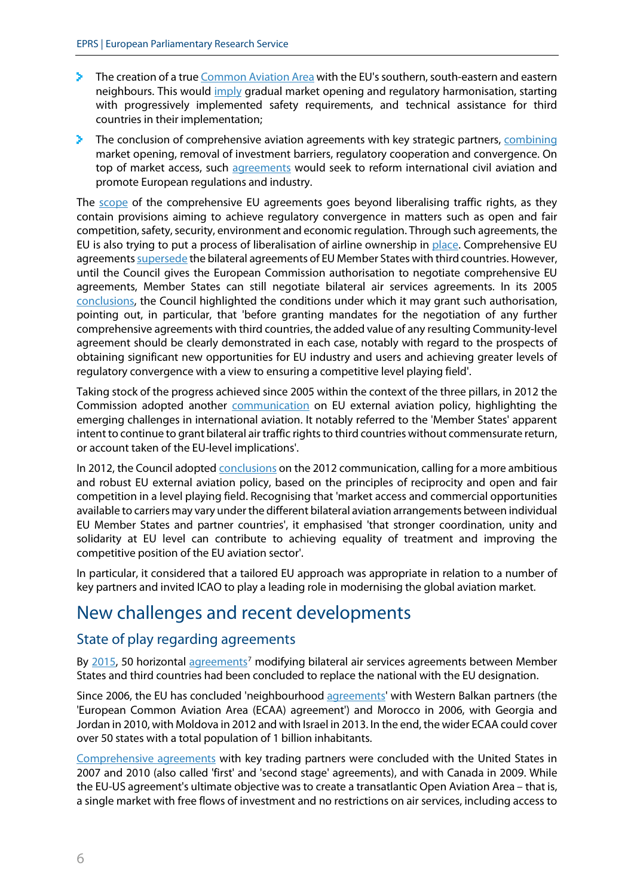- The creation of a true Common Aviation Area with the EU's southern, south-eastern and eastern neighbours. This would imply gradual market opening and regulatory harmonisation, starting with progressively implemented safety requirements, and technical assistance for third countries in their implementation;
- The conclusion of comprehensive aviation agreements with key strategic partners, combining market opening, removal of investment barriers, regulatory cooperation and convergence. On top of market access, such agreements would seek to reform international civil aviation and promote European regulations and industry.

The scope of the comprehensive EU agreements goes beyond liberalising traffic rights, as they contain provisions aiming to achieve regulatory convergence in matters such as open and fair competition, safety, security, environment and economic regulation. Through such agreements, the EU is also trying to put a process of liberalisation of airline ownership in place. Comprehensive EU agreements supersede the bilateral agreements of EU Member States with third countries. However, until the Council gives the European Commission authorisation to negotiate comprehensive EU agreements, Member States can still negotiate bilateral air services agreements. In its 2005 conclusions, the Council highlighted the conditions under which it may grant such authorisation, pointing out, in particular, that 'before granting mandates for the negotiation of any further comprehensive agreements with third countries, the added value of any resulting Community-level agreement should be clearly demonstrated in each case, notably with regard to the prospects of obtaining significant new opportunities for EU industry and users and achieving greater levels of regulatory convergence with a view to ensuring a competitive level playing field'.

Taking stock of the progress achieved since 2005 within the context of the three pillars, in 2012 the Commission adopted another communication on EU external aviation policy, highlighting the emerging challenges in international aviation. It notably referred to the 'Member States' apparent intent to continue to grant bilateral air traffic rights to third countries without commensurate return, or account taken of the EU-level implications'.

In 2012, the Council adopted conclusions on the 2012 communication, calling for a more ambitious and robust EU external aviation policy, based on the principles of reciprocity and open and fair competition in a level playing field. Recognising that 'market access and commercial opportunities available to carriers may vary under the different bilateral aviation arrangements between individual EU Member States and partner countries', it emphasised 'that stronger coordination, unity and solidarity at EU level can contribute to achieving equality of treatment and improving the competitive position of the EU aviation sector'.

In particular, it considered that a tailored EU approach was appropriate in relation to a number of key partners and invited ICAO to play a leading role in modernising the global aviation market.

# New challenges and recent developments

## State of play regarding agreements

By 2015, 50 horizontal agreements[7] modifying bilateral air services agreements between Member States and third countries had been concluded to replace the national with the EU designation.

Since 2006, the EU has concluded 'neighbourhood agreements' with Western Balkan partners (the 'European Common Aviation Area (ECAA) agreement') and Morocco in 2006, with Georgia and Jordan in 2010, with Moldova in 2012 and with Israel in 2013. In the end, the wider ECAA could cover over 50 states with a total population of 1 billion inhabitants.

Comprehensive agreements with key trading partners were concluded with the United States in 2007 and 2010 (also called 'first' and 'second stage' agreements), and with Canada in 2009. While the EU-US agreement's ultimate objective was to create a transatlantic Open Aviation Area – that is, a single market with free flows of investment and no restrictions on air services, including access to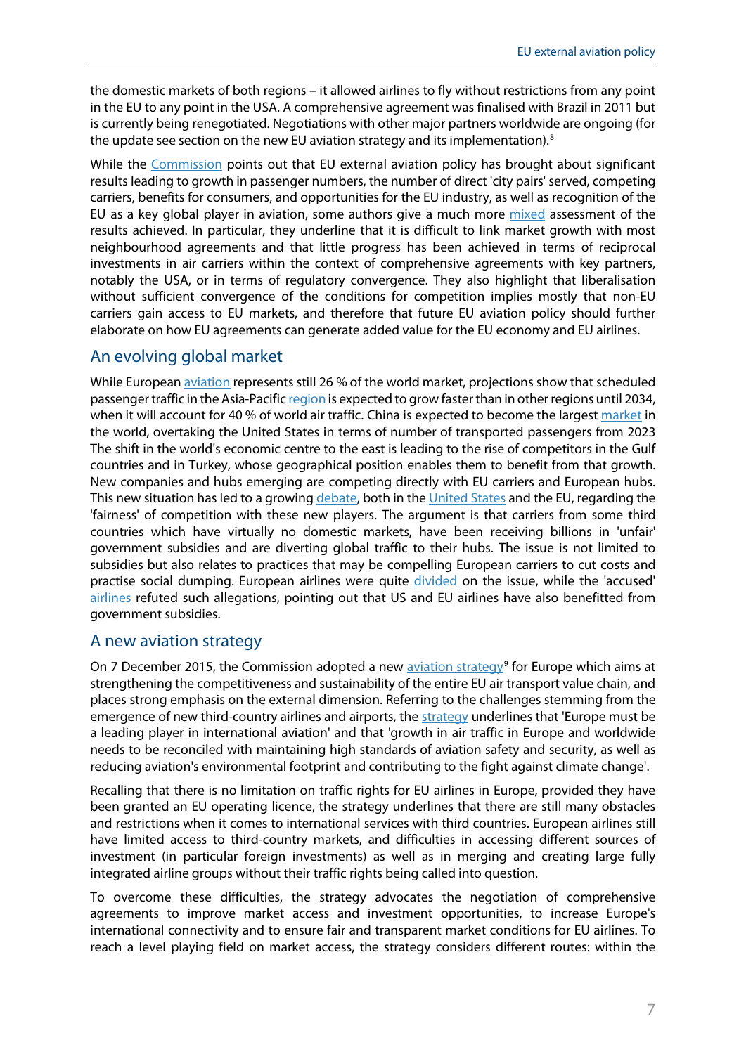the domestic markets of both regions – it allowed airlines to fly without restrictions from any point in the EU to any point in the USA. A comprehensive agreement was finalised with Brazil in 2011 but is currently being renegotiated. Negotiations with other major partners worldwide are ongoing (for the update see section on the new EU aviation strategy and its implementation).[8]

While the Commission points out that EU external aviation policy has brought about significant results leading to growth in passenger numbers, the number of direct 'city pairs' served, competing carriers, benefits for consumers, and opportunities for the EU industry, as well as recognition of the EU as a key global player in aviation, some authors give a much more mixed assessment of the results achieved. In particular, they underline that it is difficult to link market growth with most neighbourhood agreements and that little progress has been achieved in terms of reciprocal investments in air carriers within the context of comprehensive agreements with key partners, notably the USA, or in terms of regulatory convergence. They also highlight that liberalisation without sufficient convergence of the conditions for competition implies mostly that non-EU carriers gain access to EU markets, and therefore that future EU aviation policy should further elaborate on how EU agreements can generate added value for the EU economy and EU airlines.

## An evolving global market

While European aviation represents still 26 % of the world market, projections show that scheduled passenger traffic in the Asia-Pacific region is expected to grow faster than in other regions until 2034, when it will account for 40 % of world air traffic. China is expected to become the largest market in the world, overtaking the United States in terms of number of transported passengers from 2023 The shift in the world's economic centre to the east is leading to the rise of competitors in the Gulf countries and in Turkey, whose geographical position enables them to benefit from that growth. New companies and hubs emerging are competing directly with EU carriers and European hubs. This new situation has led to a growing debate, both in the United States and the EU, regarding the 'fairness' of competition with these new players. The argument is that carriers from some third countries which have virtually no domestic markets, have been receiving billions in 'unfair' government subsidies and are diverting global traffic to their hubs. The issue is not limited to subsidies but also relates to practices that may be compelling European carriers to cut costs and practise social dumping. European airlines were quite divided on the issue, while the 'accused' airlines refuted such allegations, pointing out that US and EU airlines have also benefitted from government subsidies.

## A new aviation strategy

On 7 December 2015, the Commission adopted a new aviation strategy[9] for Europe which aims at strengthening the competitiveness and sustainability of the entire EU air transport value chain, and places strong emphasis on the external dimension. Referring to the challenges stemming from the emergence of new third-country airlines and airports, the strategy underlines that 'Europe must be a leading player in international aviation' and that 'growth in air traffic in Europe and worldwide needs to be reconciled with maintaining high standards of aviation safety and security, as well as reducing aviation's environmental footprint and contributing to the fight against climate change'.

Recalling that there is no limitation on traffic rights for EU airlines in Europe, provided they have been granted an EU operating licence, the strategy underlines that there are still many obstacles and restrictions when it comes to international services with third countries. European airlines still have limited access to third-country markets, and difficulties in accessing different sources of investment (in particular foreign investments) as well as in merging and creating large fully integrated airline groups without their traffic rights being called into question.

To overcome these difficulties, the strategy advocates the negotiation of comprehensive agreements to improve market access and investment opportunities, to increase Europe's international connectivity and to ensure fair and transparent market conditions for EU airlines. To reach a level playing field on market access, the strategy considers different routes: within the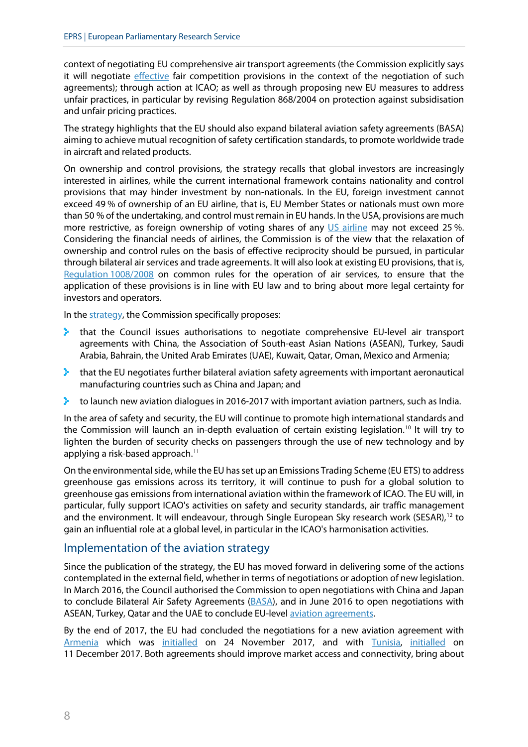context of negotiating EU comprehensive air transport agreements (the Commission explicitly says it will negotiate effective fair competition provisions in the context of the negotiation of such agreements); through action at ICAO; as well as through proposing new EU measures to address unfair practices, in particular by revising Regulation 868/2004 on protection against subsidisation and unfair pricing practices.

The strategy highlights that the EU should also expand bilateral aviation safety agreements (BASA) aiming to achieve mutual recognition of safety certification standards, to promote worldwide trade in aircraft and related products.

On ownership and control provisions, the strategy recalls that global investors are increasingly interested in airlines, while the current international framework contains nationality and control provisions that may hinder investment by non-nationals. In the EU, foreign investment cannot exceed 49 % of ownership of an EU airline, that is, EU Member States or nationals must own more than 50 % of the undertaking, and control must remain in EU hands. In the USA, provisions are much more restrictive, as foreign ownership of voting shares of any US airline may not exceed 25 %. Considering the financial needs of airlines, the Commission is of the view that the relaxation of ownership and control rules on the basis of effective reciprocity should be pursued, in particular through bilateral air services and trade agreements. It will also look at existing EU provisions, that is, Regulation 1008/2008 on common rules for the operation of air services, to ensure that the application of these provisions is in line with EU law and to bring about more legal certainty for investors and operators.

In the strategy, the Commission specifically proposes:

- that the Council issues authorisations to negotiate comprehensive EU-level air transport agreements with China, the Association of South-east Asian Nations (ASEAN), Turkey, Saudi Arabia, Bahrain, the United Arab Emirates (UAE), Kuwait, Qatar, Oman, Mexico and Armenia;
- that the EU negotiates further bilateral aviation safety agreements with important aeronautical manufacturing countries such as China and Japan; and
- to launch new aviation dialogues in 2016-2017 with important aviation partners, such as India.

In the area of safety and security, the EU will continue to promote high international standards and the Commission will launch an in-depth evaluation of certain existing legislation.[10] It will try to lighten the burden of security checks on passengers through the use of new technology and by applying a risk-based approach.[11]

On the environmental side, while the EU has set up an Emissions Trading Scheme (EU ETS) to address greenhouse gas emissions across its territory, it will continue to push for a global solution to greenhouse gas emissions from international aviation within the framework of ICAO. The EU will, in particular, fully support ICAO's activities on safety and security standards, air traffic management and the environment. It will endeavour, through Single European Sky research work (SESAR),[12] to gain an influential role at a global level, in particular in the ICAO's harmonisation activities.

## Implementation of the aviation strategy

Since the publication of the strategy, the EU has moved forward in delivering some of the actions contemplated in the external field, whether in terms of negotiations or adoption of new legislation. In March 2016, the Council authorised the Commission to open negotiations with China and Japan to conclude Bilateral Air Safety Agreements (BASA), and in June 2016 to open negotiations with ASEAN, Turkey, Qatar and the UAE to conclude EU-level aviation agreements.

By the end of 2017, the EU had concluded the negotiations for a new aviation agreement with Armenia which was initialled on 24 November 2017, and with Tunisia, initialled on 11 December 2017. Both agreements should improve market access and connectivity, bring about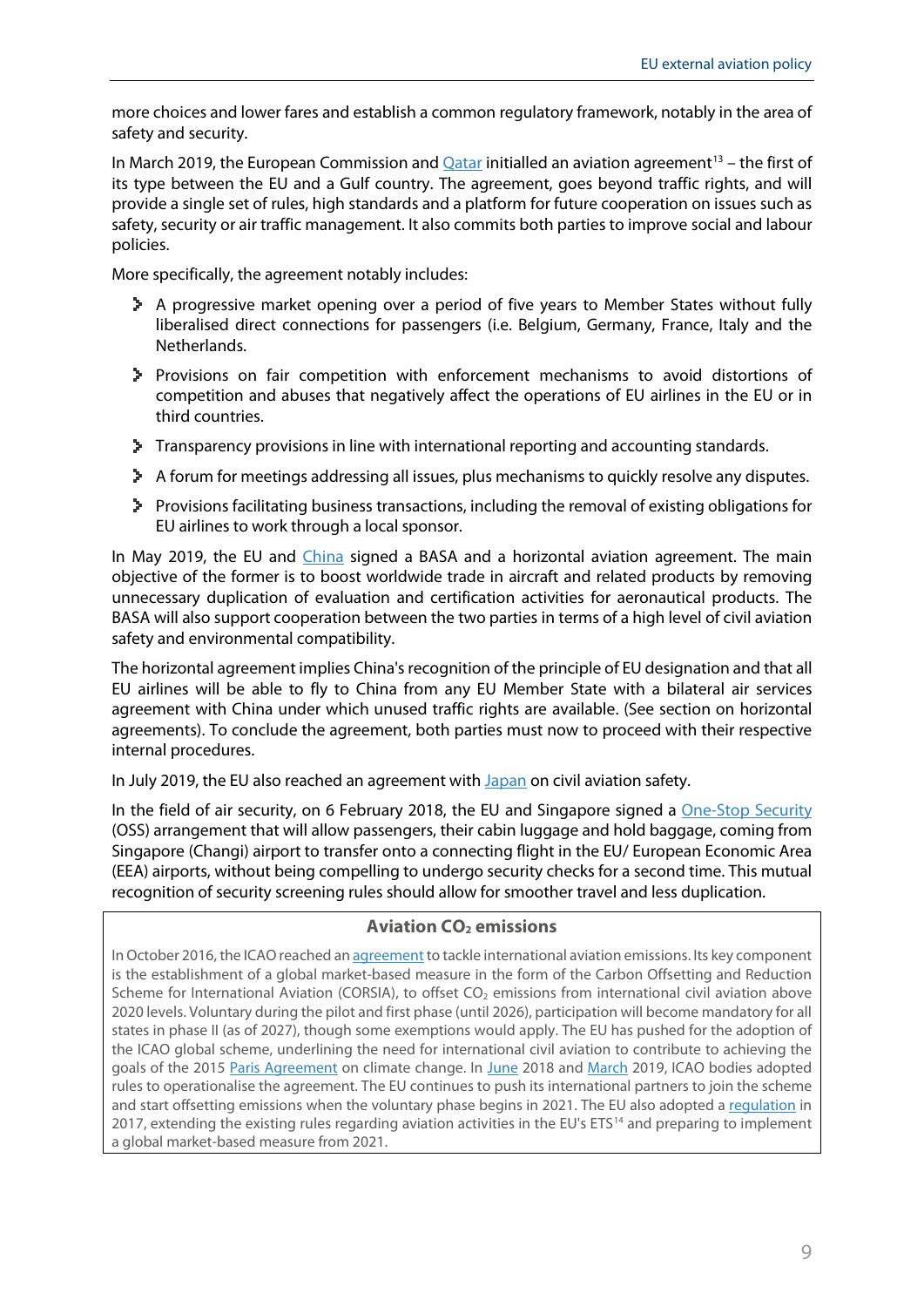more choices and lower fares and establish a common regulatory framework, notably in the area of safety and security.

In March 2019, the European Commission and Qatar initialled an aviation agreement[13] – the first of its type between the EU and a Gulf country. The agreement, goes beyond traffic rights, and will provide a single set of rules, high standards and a platform for future cooperation on issues such as safety, security or air traffic management. It also commits both parties to improve social and labour policies.

More specifically, the agreement notably includes:

- A progressive market opening over a period of five years to Member States without fully liberalised direct connections for passengers (i.e. Belgium, Germany, France, Italy and the Netherlands.
- Provisions on fair competition with enforcement mechanisms to avoid distortions of competition and abuses that negatively affect the operations of EU airlines in the EU or in third countries.
- Transparency provisions in line with international reporting and accounting standards.
- A forum for meetings addressing all issues, plus mechanisms to quickly resolve any disputes.
- Provisions facilitating business transactions, including the removal of existing obligations for EU airlines to work through a local sponsor.

In May 2019, the EU and China signed a BASA and a horizontal aviation agreement. The main objective of the former is to boost worldwide trade in aircraft and related products by removing unnecessary duplication of evaluation and certification activities for aeronautical products. The BASA will also support cooperation between the two parties in terms of a high level of civil aviation safety and environmental compatibility.

The horizontal agreement implies China's recognition of the principle of EU designation and that all EU airlines will be able to fly to China from any EU Member State with a bilateral air services agreement with China under which unused traffic rights are available. (See section on horizontal agreements). To conclude the agreement, both parties must now to proceed with their respective internal procedures.

In July 2019, the EU also reached an agreement with Japan on civil aviation safety.

In the field of air security, on 6 February 2018, the EU and Singapore signed a One-Stop Security (OSS) arrangement that will allow passengers, their cabin luggage and hold baggage, coming from Singapore (Changi) airport to transfer onto a connecting flight in the EU/ European Economic Area (EEA) airports, without being compelling to undergo security checks for a second time. This mutual recognition of security screening rules should allow for smoother travel and less duplication.

**Aviation $CO_2$ emissions**

In October 2016, the ICAO reached an agreement to tackle international aviation emissions. Its key component is the establishment of a global market-based measure in the form of the Carbon Offsetting and Reduction Scheme for International Aviation (CORSIA), to offset $CO_2$ emissions from international civil aviation above 2020 levels. Voluntary during the pilot and first phase (until 2026), participation will become mandatory for all states in phase II (as of 2027), though some exemptions would apply. The EU has pushed for the adoption of the ICAO global scheme, underlining the need for international civil aviation to contribute to achieving the goals of the 2015 Paris Agreement on climate change. In June 2018 and March 2019, ICAO bodies adopted rules to operationalise the agreement. The EU continues to push its international partners to join the scheme and start offsetting emissions when the voluntary phase begins in 2021. The EU also adopted a regulation in 2017, extending the existing rules regarding aviation activities in the EU's ETS[14] and preparing to implement a global market-based measure from 2021.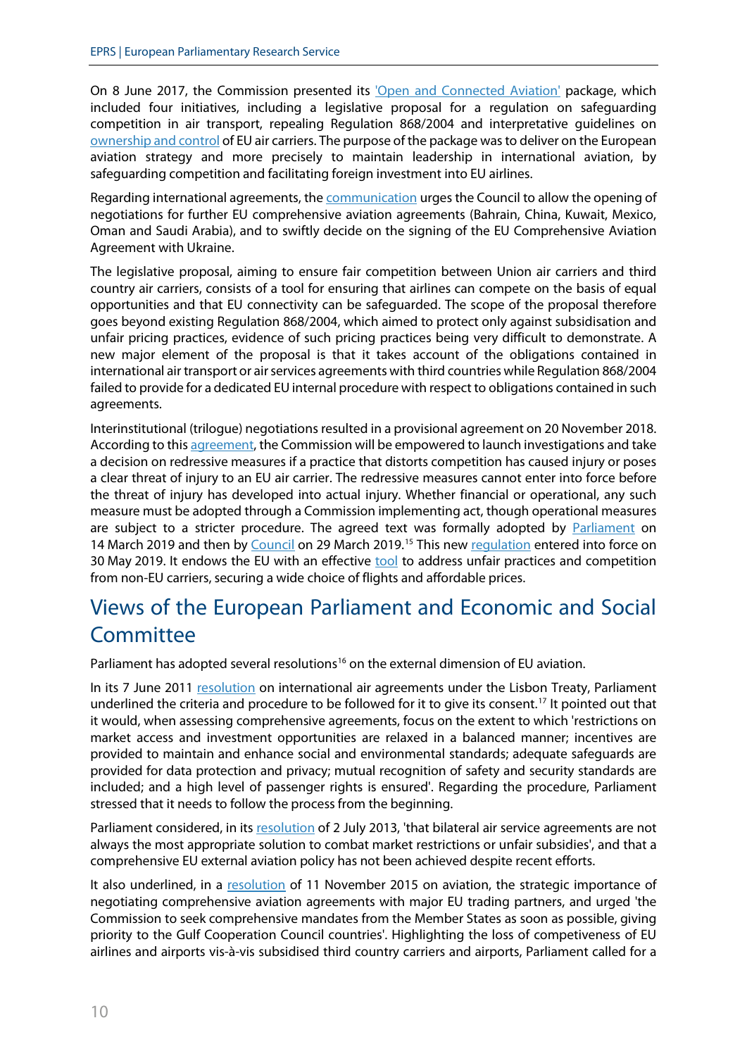On 8 June 2017, the Commission presented its 'Open and Connected Aviation' package, which included four initiatives, including a legislative proposal for a regulation on safeguarding competition in air transport, repealing Regulation 868/2004 and interpretative guidelines on ownership and control of EU air carriers. The purpose of the package was to deliver on the European aviation strategy and more precisely to maintain leadership in international aviation, by safeguarding competition and facilitating foreign investment into EU airlines.

Regarding international agreements, the communication urges the Council to allow the opening of negotiations for further EU comprehensive aviation agreements (Bahrain, China, Kuwait, Mexico, Oman and Saudi Arabia), and to swiftly decide on the signing of the EU Comprehensive Aviation Agreement with Ukraine.

The legislative proposal, aiming to ensure fair competition between Union air carriers and third country air carriers, consists of a tool for ensuring that airlines can compete on the basis of equal opportunities and that EU connectivity can be safeguarded. The scope of the proposal therefore goes beyond existing Regulation 868/2004, which aimed to protect only against subsidisation and unfair pricing practices, evidence of such pricing practices being very difficult to demonstrate. A new major element of the proposal is that it takes account of the obligations contained in international air transport or air services agreements with third countries while Regulation 868/2004 failed to provide for a dedicated EU internal procedure with respect to obligations contained in such agreements.

Interinstitutional (trilogue) negotiations resulted in a provisional agreement on 20 November 2018. According to this agreement, the Commission will be empowered to launch investigations and take a decision on redressive measures if a practice that distorts competition has caused injury or poses a clear threat of injury to an EU air carrier. The redressive measures cannot enter into force before the threat of injury has developed into actual injury. Whether financial or operational, any such measure must be adopted through a Commission implementing act, though operational measures are subject to a stricter procedure. The agreed text was formally adopted by Parliament on 14 March 2019 and then by Council on 29 March 2019.[15] This new regulation entered into force on 30 May 2019. It endows the EU with an effective tool to address unfair practices and competition from non-EU carriers, securing a wide choice of flights and affordable prices.

## Views of the European Parliament and Economic and Social Committee

Parliament has adopted several resolutions[16] on the external dimension of EU aviation.

In its 7 June 2011 resolution on international air agreements under the Lisbon Treaty, Parliament underlined the criteria and procedure to be followed for it to give its consent.[17] It pointed out that it would, when assessing comprehensive agreements, focus on the extent to which 'restrictions on market access and investment opportunities are relaxed in a balanced manner; incentives are provided to maintain and enhance social and environmental standards; adequate safeguards are provided for data protection and privacy; mutual recognition of safety and security standards are included; and a high level of passenger rights is ensured'. Regarding the procedure, Parliament stressed that it needs to follow the process from the beginning.

Parliament considered, in its resolution of 2 July 2013, 'that bilateral air service agreements are not always the most appropriate solution to combat market restrictions or unfair subsidies', and that a comprehensive EU external aviation policy has not been achieved despite recent efforts.

It also underlined, in a resolution of 11 November 2015 on aviation, the strategic importance of negotiating comprehensive aviation agreements with major EU trading partners, and urged 'the Commission to seek comprehensive mandates from the Member States as soon as possible, giving priority to the Gulf Cooperation Council countries'. Highlighting the loss of competiveness of EU airlines and airports vis-à-vis subsidised third country carriers and airports, Parliament called for a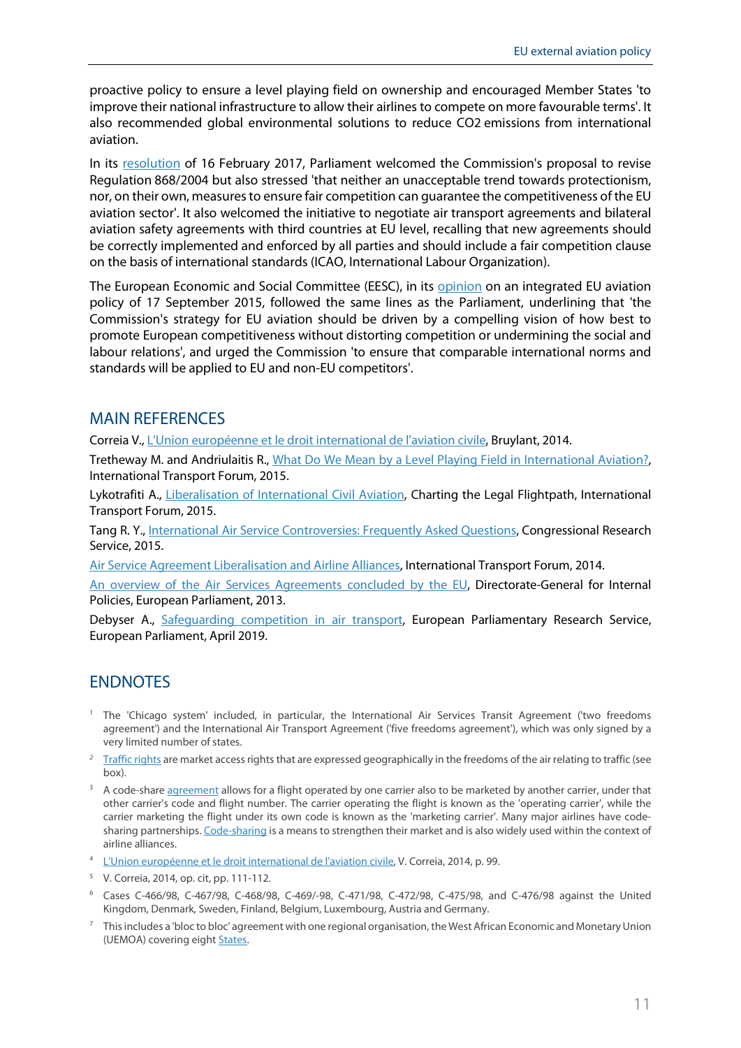proactive policy to ensure a level playing field on ownership and encouraged Member States 'to improve their national infrastructure to allow their airlines to compete on more favourable terms'. It also recommended global environmental solutions to reduce CO2 emissions from international aviation.

In its resolution of 16 February 2017, Parliament welcomed the Commission's proposal to revise Regulation 868/2004 but also stressed 'that neither an unacceptable trend towards protectionism, nor, on their own, measures to ensure fair competition can guarantee the competitiveness of the EU aviation sector'. It also welcomed the initiative to negotiate air transport agreements and bilateral aviation safety agreements with third countries at EU level, recalling that new agreements should be correctly implemented and enforced by all parties and should include a fair competition clause on the basis of international standards (ICAO, International Labour Organization).

The European Economic and Social Committee (EESC), in its opinion on an integrated EU aviation policy of 17 September 2015, followed the same lines as the Parliament, underlining that 'the Commission's strategy for EU aviation should be driven by a compelling vision of how best to promote European competitiveness without distorting competition or undermining the social and labour relations', and urged the Commission 'to ensure that comparable international norms and standards will be applied to EU and non-EU competitors'.

## MAIN REFERENCES

Correia V., L'Union européenne et le droit international de l'aviation civile, Bruylant, 2014.

Tretheway M. and Andriulaitis R., What Do We Mean by a Level Playing Field in International Aviation?, International Transport Forum, 2015.

Lykotrafiti A., Liberalisation of International Civil Aviation, Charting the Legal Flightpath, International Transport Forum, 2015.

Tang R. Y., International Air Service Controversies: Frequently Asked Questions, Congressional Research Service, 2015.

Air Service Agreement Liberalisation and Airline Alliances, International Transport Forum, 2014.

An overview of the Air Services Agreements concluded by the EU, Directorate-General for Internal Policies, European Parliament, 2013.

Debyser A., Safeguarding competition in air transport, European Parliamentary Research Service, European Parliament, April 2019.

## ENDNOTES

[1] The 'Chicago system' included, in particular, the International Air Services Transit Agreement ('two freedoms agreement') and the International Air Transport Agreement ('five freedoms agreement'), which was only signed by a very limited number of states.

[2] Traffic rights are market access rights that are expressed geographically in the freedoms of the air relating to traffic (see box).

[3] A code-share agreement allows for a flight operated by one carrier also to be marketed by another carrier, under that other carrier's code and flight number. The carrier operating the flight is known as the 'operating carrier', while the carrier marketing the flight under its own code is known as the 'marketing carrier'. Many major airlines have code-sharing partnerships. Code-sharing is a means to strengthen their market and is also widely used within the context of airline alliances.

[4] L'Union européenne et le droit international de l'aviation civile, V. Correia, 2014, p. 99.

[5] V. Correia, 2014, op. cit, pp. 111-112.

[6] Cases C-466/98, C-467/98, C-468/98, C-469/-98, C-471/98, C-472/98, C-475/98, and C-476/98 against the United Kingdom, Denmark, Sweden, Finland, Belgium, Luxembourg, Austria and Germany.

[7] This includes a 'bloc to bloc' agreement with one regional organisation, the West African Economic and Monetary Union (UEMOA) covering eight States.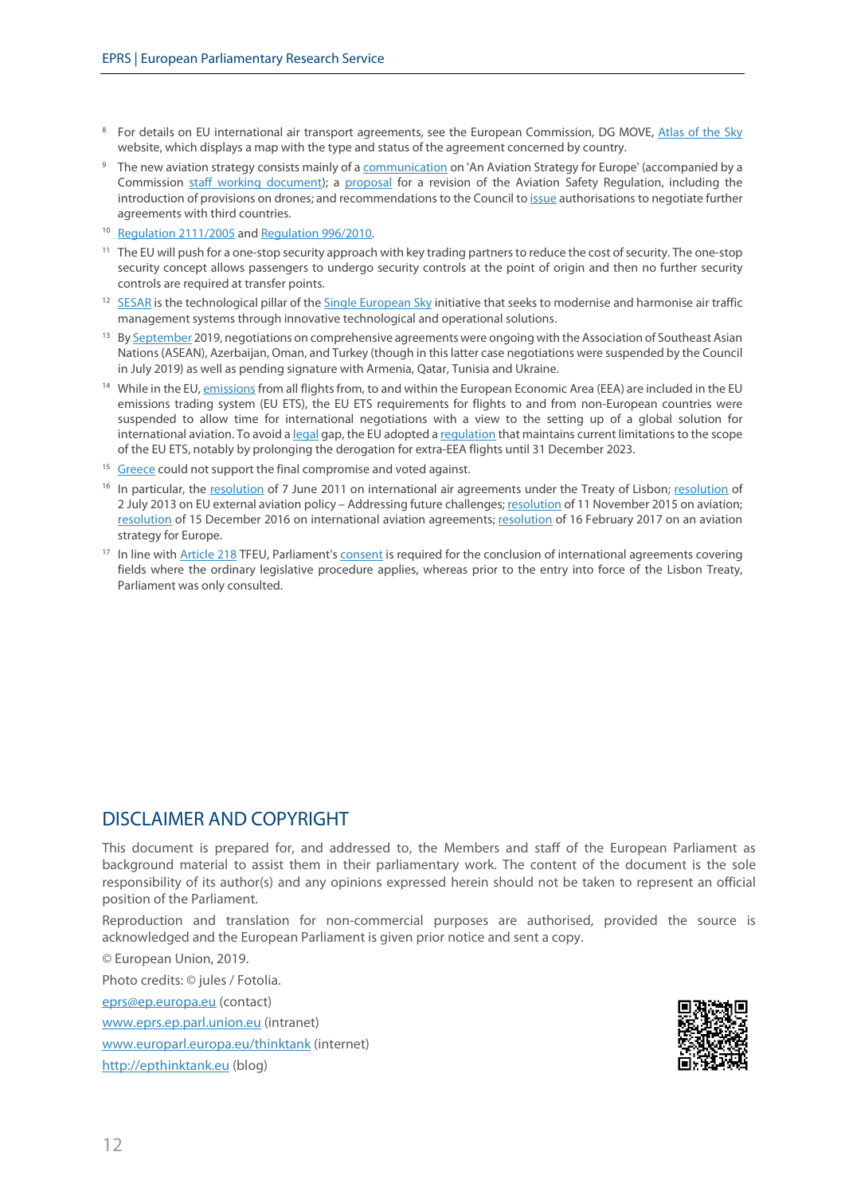[8] For details on EU international air transport agreements, see the European Commission, DG MOVE, Atlas of the Sky website, which displays a map with the type and status of the agreement concerned by country.

[9] The new aviation strategy consists mainly of a communication on 'An Aviation Strategy for Europe' (accompanied by a Commission staff working document); a proposal for a revision of the Aviation Safety Regulation, including the introduction of provisions on drones; and recommendations to the Council to issue authorisations to negotiate further agreements with third countries.

[10] Regulation 2111/2005 and Regulation 996/2010.

[11] The EU will push for a one-stop security approach with key trading partners to reduce the cost of security. The one-stop security concept allows passengers to undergo security controls at the point of origin and then no further security controls are required at transfer points.

[12] SESAR is the technological pillar of the Single European Sky initiative that seeks to modernise and harmonise air traffic management systems through innovative technological and operational solutions.

[13] By September 2019, negotiations on comprehensive agreements were ongoing with the Association of Southeast Asian Nations (ASEAN), Azerbaijan, Oman, and Turkey (though in this latter case negotiations were suspended by the Council in July 2019) as well as pending signature with Armenia, Qatar, Tunisia and Ukraine.

[14] While in the EU, emissions from all flights from, to and within the European Economic Area (EEA) are included in the EU emissions trading system (EU ETS), the EU ETS requirements for flights to and from non-European countries were suspended to allow time for international negotiations with a view to the setting up of a global solution for international aviation. To avoid a legal gap, the EU adopted a regulation that maintains current limitations to the scope of the EU ETS, notably by prolonging the derogation for extra-EEA flights until 31 December 2023.

[15] Greece could not support the final compromise and voted against.

[16] In particular, the resolution of 7 June 2011 on international air agreements under the Treaty of Lisbon; resolution of 2 July 2013 on EU external aviation policy – Addressing future challenges; resolution of 11 November 2015 on aviation; resolution of 15 December 2016 on international aviation agreements; resolution of 16 February 2017 on an aviation strategy for Europe.

[17] In line with Article 218 TFEU, Parliament's consent is required for the conclusion of international agreements covering fields where the ordinary legislative procedure applies, whereas prior to the entry into force of the Lisbon Treaty, Parliament was only consulted.

## DISCLAIMER AND COPYRIGHT

This document is prepared for, and addressed to, the Members and staff of the European Parliament as background material to assist them in their parliamentary work. The content of the document is the sole responsibility of its author(s) and any opinions expressed herein should not be taken to represent an official position of the Parliament.

Reproduction and translation for non-commercial purposes are authorised, provided the source is acknowledged and the European Parliament is given prior notice and sent a copy.

© European Union, 2019.

Photo credits: © jules / Fotolia.

eprs@ep.europa.eu (contact)

www.eprs.ep.parl.union.eu (intranet)

www.europarl.europa.eu/thinktank (internet)

http://epthinktank.eu (blog)